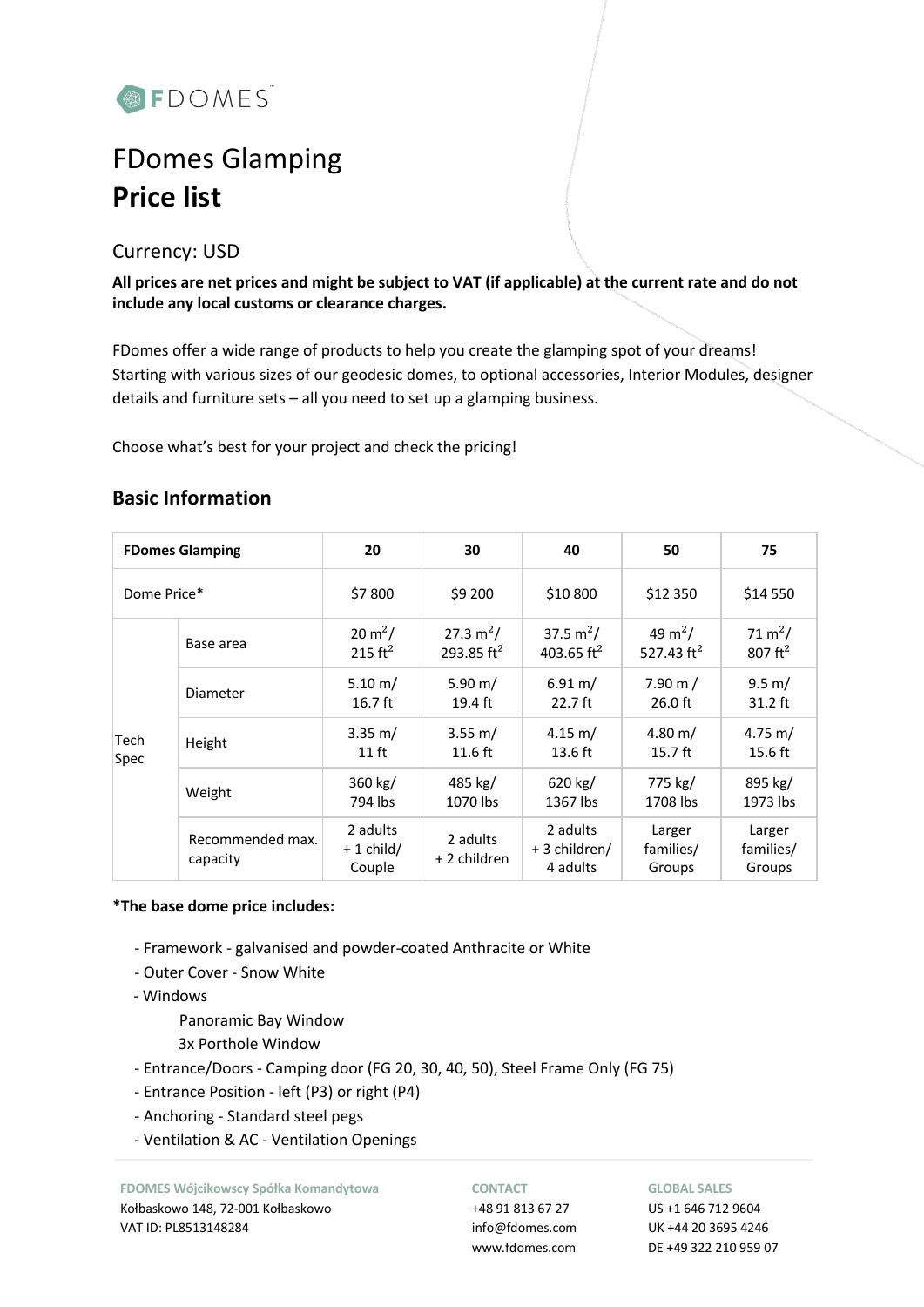FDOMES™

# FDomes Glamping
# Price list

## Currency: USD

**All prices are net prices and might be subject to VAT (if applicable) at the current rate and do not include any local customs or clearance charges.**

FDomes offer a wide range of products to help you create the glamping spot of your dreams! Starting with various sizes of our geodesic domes, to optional accessories, Interior Modules, designer details and furniture sets – all you need to set up a glamping business.

Choose what's best for your project and check the pricing!

## Basic Information

| **FDomes Glamping** | | **20** | **30** | **40** | **50** | **75** |
|---|---|---|---|---|---|---|
| Dome Price* | | $7 800 | $9 200 | $10 800 | $12 350 | $14 550 |
| Tech Spec | Base area | 20 $m^2$/ 215 $ft^2$ | 27.3 $m^2$/ 293.85 $ft^2$ | 37.5 $m^2$/ 403.65 $ft^2$ | 49 $m^2$/ 527.43 $ft^2$ | 71 $m^2$/ 807 $ft^2$ |
| | Diameter | 5.10 m/ 16.7 ft | 5.90 m/ 19.4 ft | 6.91 m/ 22.7 ft | 7.90 m / 26.0 ft | 9.5 m/ 31.2 ft |
| | Height | 3.35 m/ 11 ft | 3.55 m/ 11.6 ft | 4.15 m/ 13.6 ft | 4.80 m/ 15.7 ft | 4.75 m/ 15.6 ft |
| | Weight | 360 kg/ 794 lbs | 485 kg/ 1070 lbs | 620 kg/ 1367 lbs | 775 kg/ 1708 lbs | 895 kg/ 1973 lbs |
| | Recommended max. capacity | 2 adults + 1 child/ Couple | 2 adults + 2 children | 2 adults + 3 children/ 4 adults | Larger families/ Groups | Larger families/ Groups |

**\*The base dome price includes:**

- Framework - galvanised and powder-coated Anthracite or White
- Outer Cover - Snow White
- Windows
  - Panoramic Bay Window
  - 3x Porthole Window
- Entrance/Doors - Camping door (FG 20, 30, 40, 50), Steel Frame Only (FG 75)
- Entrance Position - left (P3) or right (P4)
- Anchoring - Standard steel pegs
- Ventilation & AC - Ventilation Openings

**FDOMES Wójcikowscy Spółka Komandytowa**
Kołbaskowo 148, 72-001 Kołbaskowo
VAT ID: PL8513148284

**CONTACT**
+48 91 813 67 27
info@fdomes.com
www.fdomes.com

**GLOBAL SALES**
US +1 646 712 9604
UK +44 20 3695 4246
DE +49 322 210 959 07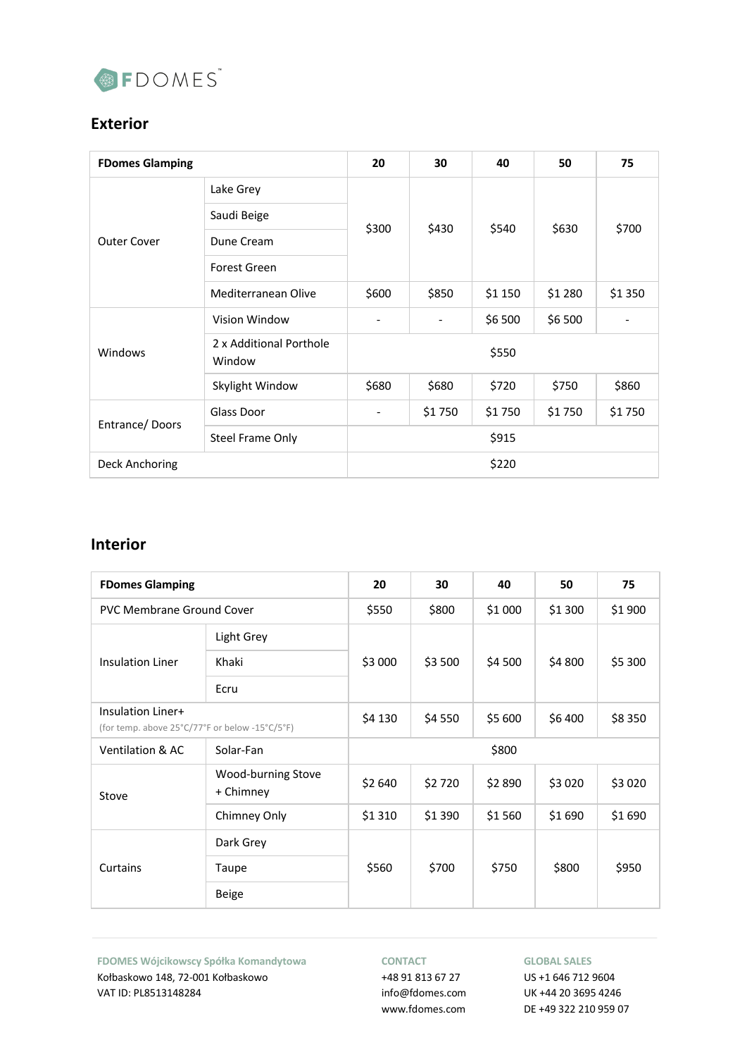## Exterior

| FDomes Glamping | | 20 | 30 | 40 | 50 | 75 |
|---|---|---|---|---|---|---|
| Outer Cover | Lake Grey | $300 | $430 | $540 | $630 | $700 |
| | Saudi Beige | | | | | |
| | Dune Cream | | | | | |
| | Forest Green | | | | | |
| | Mediterranean Olive | $600 | $850 | $1 150 | $1 280 | $1 350 |
| Windows | Vision Window | - | - | $6 500 | $6 500 | - |
| | 2 x Additional Porthole Window | $550 | | | | |
| | Skylight Window | $680 | $680 | $720 | $750 | $860 |
| Entrance/ Doors | Glass Door | - | $1 750 | $1 750 | $1 750 | $1 750 |
| | Steel Frame Only | $915 | | | | |
| Deck Anchoring | | $220 | | | | |

## Interior

| FDomes Glamping | | 20 | 30 | 40 | 50 | 75 |
|---|---|---|---|---|---|---|
| PVC Membrane Ground Cover | | $550 | $800 | $1 000 | $1 300 | $1 900 |
| Insulation Liner | Light Grey | $3 000 | $3 500 | $4 500 | $4 800 | $5 300 |
| | Khaki | | | | | |
| | Ecru | | | | | |
| Insulation Liner+ (for temp. above 25°C/77°F or below -15°C/5°F) | | $4 130 | $4 550 | $5 600 | $6 400 | $8 350 |
| Ventilation & AC | Solar-Fan | $800 | | | | |
| Stove | Wood-burning Stove + Chimney | $2 640 | $2 720 | $2 890 | $3 020 | $3 020 |
| | Chimney Only | $1 310 | $1 390 | $1 560 | $1 690 | $1 690 |
| Curtains | Dark Grey | $560 | $700 | $750 | $800 | $950 |
| | Taupe | | | | | |
| | Beige | | | | | |

**FDOMES Wójcikowscy Spółka Komandytowa**
Kołbaskowo 148, 72-001 Kołbaskowo
VAT ID: PL8513148284

**CONTACT**
+48 91 813 67 27
info@fdomes.com
www.fdomes.com

**GLOBAL SALES**
US +1 646 712 9604
UK +44 20 3695 4246
DE +49 322 210 959 07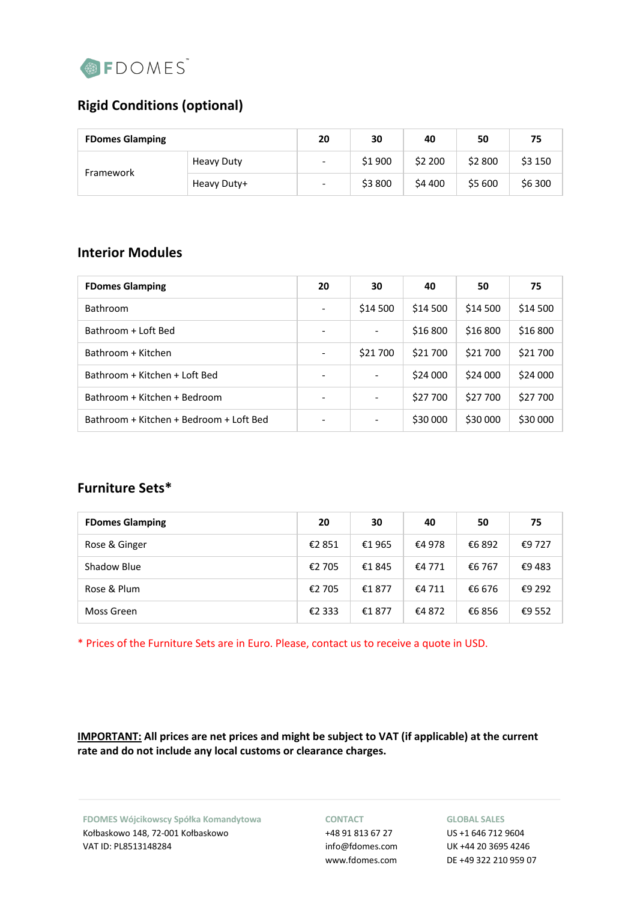FDOMES™

## Rigid Conditions (optional)

| FDomes Glamping | | 20 | 30 | 40 | 50 | 75 |
|---|---|---|---|---|---|---|
| Framework | Heavy Duty | - | $1 900 | $2 200 | $2 800 | $3 150 |
| | Heavy Duty+ | - | $3 800 | $4 400 | $5 600 | $6 300 |

## Interior Modules

| FDomes Glamping | 20 | 30 | 40 | 50 | 75 |
|---|---|---|---|---|---|
| Bathroom | - | $14 500 | $14 500 | $14 500 | $14 500 |
| Bathroom + Loft Bed | - | - | $16 800 | $16 800 | $16 800 |
| Bathroom + Kitchen | - | $21 700 | $21 700 | $21 700 | $21 700 |
| Bathroom + Kitchen + Loft Bed | - | - | $24 000 | $24 000 | $24 000 |
| Bathroom + Kitchen + Bedroom | - | - | $27 700 | $27 700 | $27 700 |
| Bathroom + Kitchen + Bedroom + Loft Bed | - | - | $30 000 | $30 000 | $30 000 |

## Furniture Sets*

| FDomes Glamping | 20 | 30 | 40 | 50 | 75 |
|---|---|---|---|---|---|
| Rose & Ginger | €2 851 | €1 965 | €4 978 | €6 892 | €9 727 |
| Shadow Blue | €2 705 | €1 845 | €4 771 | €6 767 | €9 483 |
| Rose & Plum | €2 705 | €1 877 | €4 711 | €6 676 | €9 292 |
| Moss Green | €2 333 | €1 877 | €4 872 | €6 856 | €9 552 |

* Prices of the Furniture Sets are in Euro. Please, contact us to receive a quote in USD.

**IMPORTANT: All prices are net prices and might be subject to VAT (if applicable) at the current rate and do not include any local customs or clearance charges.**

**FDOMES Wójcikowscy Spółka Komandytowa**
Kołbaskowo 148, 72-001 Kołbaskowo
VAT ID: PL8513148284

**CONTACT**
+48 91 813 67 27
info@fdomes.com
www.fdomes.com

**GLOBAL SALES**
US +1 646 712 9604
UK +44 20 3695 4246
DE +49 322 210 959 07